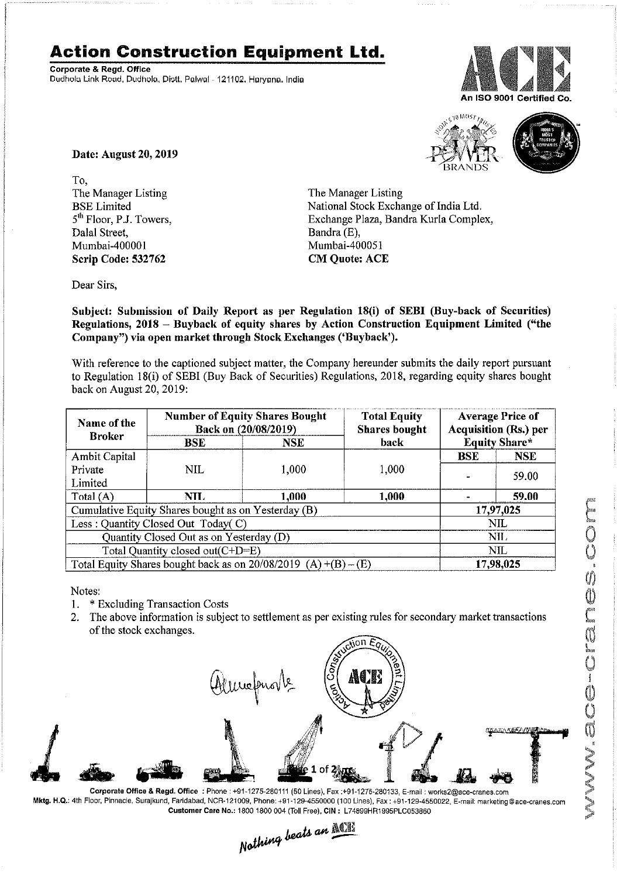# Action Construction Equipment Ltd.

**Corporate & Regd. Office**
Dudhola Link Road, Dudhola, Distt. Palwal - 121102, Haryana, India

An ISO 9001 Certified Co.

**Date: August 20, 2019**

To,
The Manager Listing
BSE Limited
5th Floor, P.J. Towers,
Dalal Street,
Mumbai-400001
**Scrip Code: 532762**

The Manager Listing
National Stock Exchange of India Ltd.
Exchange Plaza, Bandra Kurla Complex,
Bandra (E),
Mumbai-400051
**CM Quote: ACE**

Dear Sirs,

**Subject: Submission of Daily Report as per Regulation 18(i) of SEBI (Buy-back of Securities) Regulations, 2018 – Buyback of equity shares by Action Construction Equipment Limited ("the Company") via open market through Stock Exchanges ('Buyback').**

With reference to the captioned subject matter, the Company hereunder submits the daily report pursuant to Regulation 18(i) of SEBI (Buy Back of Securities) Regulations, 2018, regarding equity shares bought back on August 20, 2019:

| Name of the Broker | Number of Equity Shares Bought Back on (20/08/2019) | | Total Equity Shares bought back | Average Price of Acquisition (Rs.) per Equity Share* | |
|---|---|---|---|---|---|
| | **BSE** | **NSE** | | **BSE** | **NSE** |
| Ambit Capital Private Limited | NIL | 1,000 | 1,000 | - | 59.00 |
| Total (A) | **NIL** | **1,000** | **1,000** | **-** | **59.00** |
| Cumulative Equity Shares bought as on Yesterday (B) | | | | **17,97,025** | |
| Less : Quantity Closed Out Today( C) | | | | NIL | |
| Quantity Closed Out as on Yesterday (D) | | | | NIL | |
| Total Quantity closed out(C+D=E) | | | | NIL | |
| Total Equity Shares bought back as on 20/08/2019 (A)+(B)–(E) | | | | **17,98,025** | |

Notes:
1. * Excluding Transaction Costs
2. The above information is subject to settlement as per existing rules for secondary market transactions of the stock exchanges.

**Corporate Office & Regd. Office** : Phone : +91-1275-280111 (50 Lines), Fax :+91-1275-280133, E-mail : works2@ace-cranes.com
**Mktg. H.Q.**: 4th Floor, Pinnacle, Surajkund, Faridabad, NCR-121009, Phone: +91-129-4550000 (100 Lines), Fax : +91-129-4550022, E-mail: marketing@ace-cranes.com
**Customer Care No.**: 1800 1800 004 (Toll Free), **CIN** : L74899HR1995PLC053860

*Nothing beats an ACE*

www.ace-cranes.com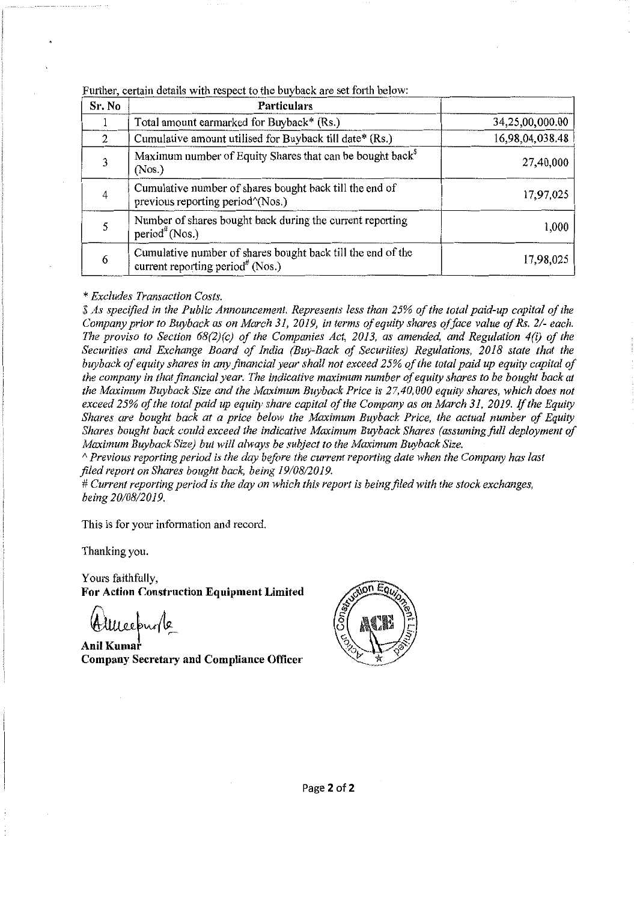Further, certain details with respect to the buyback are set forth below:

| Sr. No | Particulars | |
|---|---|---|
| 1 | Total amount earmarked for Buyback* (Rs.) | 34,25,00,000.00 |
| 2 | Cumulative amount utilised for Buyback till date* (Rs.) | 16,98,04,038.48 |
| 3 | Maximum number of Equity Shares that can be bought back$ (Nos.) | 27,40,000 |
| 4 | Cumulative number of shares bought back till the end of previous reporting period^(Nos.) | 17,97,025 |
| 5 | Number of shares bought back during the current reporting period# (Nos.) | 1,000 |
| 6 | Cumulative number of shares bought back till the end of the current reporting period# (Nos.) | 17,98,025 |

*\* Excludes Transaction Costs.*

*$ As specified in the Public Announcement. Represents less than 25% of the total paid-up capital of the Company prior to Buyback as on March 31, 2019, in terms of equity shares of face value of Rs. 2/- each. The proviso to Section 68(2)(c) of the Companies Act, 2013, as amended, and Regulation 4(i) of the Securities and Exchange Board of India (Buy-Back of Securities) Regulations, 2018 state that the buyback of equity shares in any financial year shall not exceed 25% of the total paid up equity capital of the company in that financial year. The indicative maximum number of equity shares to be bought back at the Maximum Buyback Size and the Maximum Buyback Price is 27,40,000 equity shares, which does not exceed 25% of the total paid up equity share capital of the Company as on March 31, 2019. If the Equity Shares are bought back at a price below the Maximum Buyback Price, the actual number of Equity Shares bought back could exceed the indicative Maximum Buyback Shares (assuming full deployment of Maximum Buyback Size) but will always be subject to the Maximum Buyback Size.*

*^ Previous reporting period is the day before the current reporting date when the Company has last filed report on Shares bought back, being 19/08/2019.*

*# Current reporting period is the day on which this report is being filed with the stock exchanges, being 20/08/2019.*

This is for your information and record.

Thanking you.

Yours faithfully,
**For Action Construction Equipment Limited**

**Anil Kumar**
**Company Secretary and Compliance Officer**